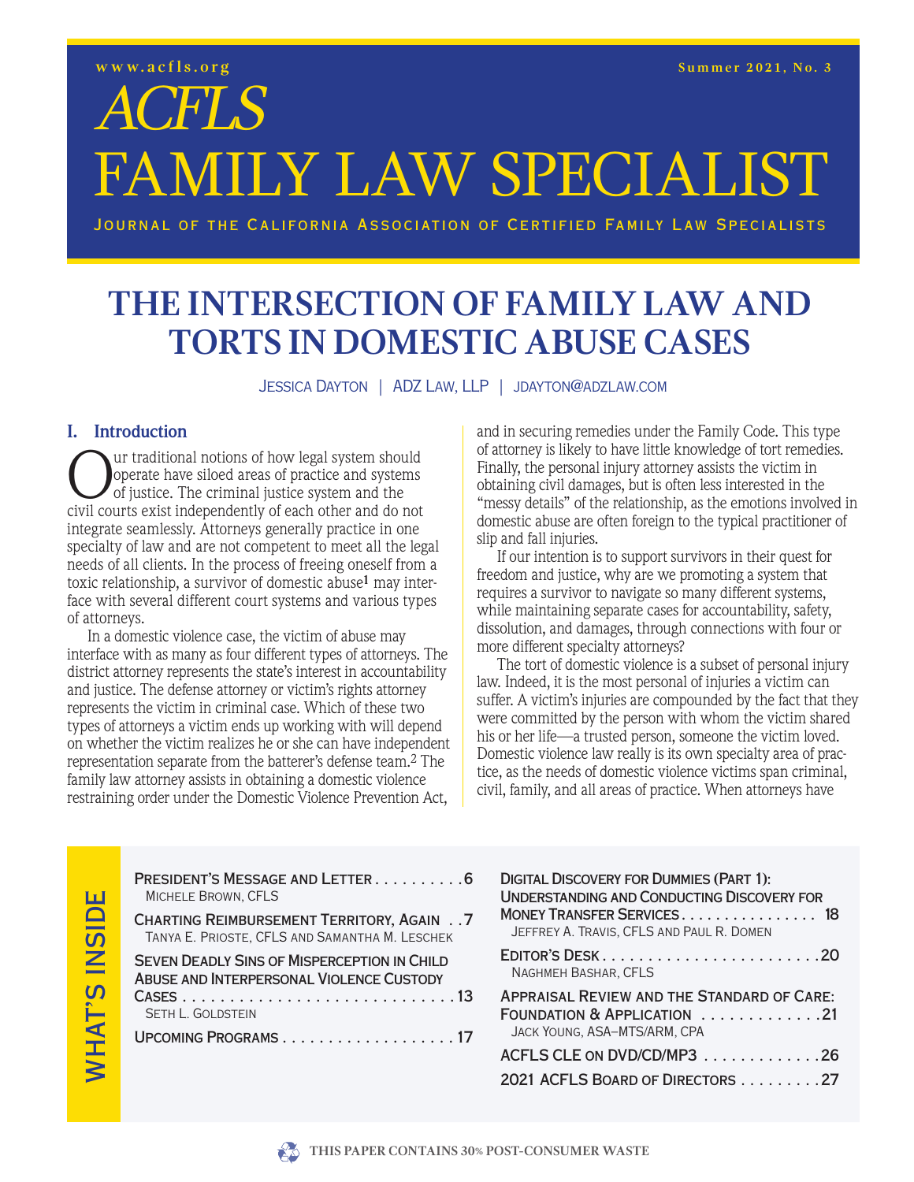www.acfls.org

Summer 2021, No. 3

# ACFLS FAMILY LAW SPECIALIST

Journal of the California Association of Certified Family Law Specialists

# THE INTERSECTION OF FAMILY LAW AND TORTS IN DOMESTIC ABUSE CASES

Jessica Dayton | ADZ Law, LLP | jdayton@adzlaw.com

## I. Introduction

Our traditional notions of how legal system should operate have siloed areas of practice and systems of justice. The criminal justice system and the civil courts exist independently of each other and do not integrate seamlessly. Attorneys generally practice in one specialty of law and are not competent to meet all the legal needs of all clients. In the process of freeing oneself from a toxic relationship, a survivor of domestic abuse[1] may interface with several different court systems and various types of attorneys.

In a domestic violence case, the victim of abuse may interface with as many as four different types of attorneys. The district attorney represents the state's interest in accountability and justice. The defense attorney or victim's rights attorney represents the victim in criminal case. Which of these two types of attorneys a victim ends up working with will depend on whether the victim realizes he or she can have independent representation separate from the batterer's defense team.[2] The family law attorney assists in obtaining a domestic violence restraining order under the Domestic Violence Prevention Act, and in securing remedies under the Family Code. This type of attorney is likely to have little knowledge of tort remedies. Finally, the personal injury attorney assists the victim in obtaining civil damages, but is often less interested in the "messy details" of the relationship, as the emotions involved in domestic abuse are often foreign to the typical practitioner of slip and fall injuries.

If our intention is to support survivors in their quest for freedom and justice, why are we promoting a system that requires a survivor to navigate so many different systems, while maintaining separate cases for accountability, safety, dissolution, and damages, through connections with four or more different specialty attorneys?

The tort of domestic violence is a subset of personal injury law. Indeed, it is the most personal of injuries a victim can suffer. A victim's injuries are compounded by the fact that they were committed by the person with whom the victim shared his or her life—a trusted person, someone the victim loved. Domestic violence law really is its own specialty area of practice, as the needs of domestic violence victims span criminal, civil, family, and all areas of practice. When attorneys have

## What's Inside

- President's Message and Letter . . . . . . . . . . 6
  Michele Brown, CFLS
- Charting Reimbursement Territory, Again . . 7
  Tanya E. Prioste, CFLS and Samantha M. Leschek
- Seven Deadly Sins of Misperception in Child Abuse and Interpersonal Violence Custody Cases . . . . . . . . . . . . . . . . . . . . . . . . . . . . . 13
  Seth L. Goldstein
- Upcoming Programs . . . . . . . . . . . . . . . . . . . 17
- Digital Discovery for Dummies (Part 1): Understanding and Conducting Discovery for Money Transfer Services . . . . . . . . . . . . . . . . 18
  Jeffrey A. Travis, CFLS and Paul R. Domen
- Editor's Desk . . . . . . . . . . . . . . . . . . . . . . . . 20
  Naghmeh Bashar, CFLS
- Appraisal Review and the Standard of Care: Foundation & Application . . . . . . . . . . . . . 21
  Jack Young, ASA–MTS/ARM, CPA
- ACFLS CLE on DVD/CD/MP3 . . . . . . . . . . . . . 26
- 2021 ACFLS Board of Directors . . . . . . . . . 27

This paper contains 30% post-consumer waste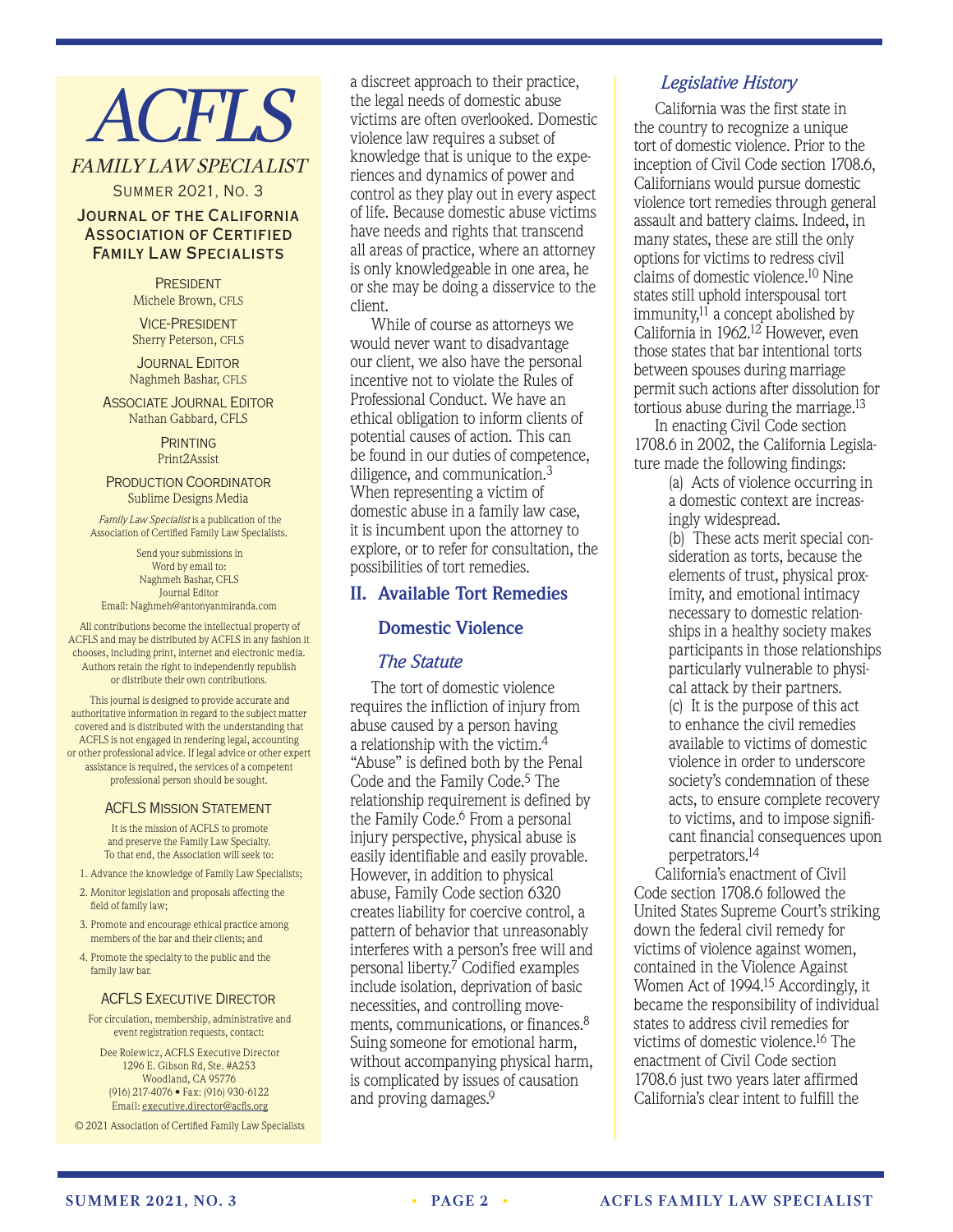# ACFLS

*FAMILY LAW SPECIALIST*

SUMMER 2021, NO. 3

JOURNAL OF THE CALIFORNIA ASSOCIATION OF CERTIFIED FAMILY LAW SPECIALISTS

PRESIDENT
Michele Brown, CFLS

VICE-PRESIDENT
Sherry Peterson, CFLS

JOURNAL EDITOR
Naghmeh Bashar, CFLS

ASSOCIATE JOURNAL EDITOR
Nathan Gabbard, CFLS

PRINTING
Print2Assist

PRODUCTION COORDINATOR
Sublime Designs Media

*Family Law Specialist* is a publication of the Association of Certified Family Law Specialists.

Send your submissions in Word by email to:
Naghmeh Bashar, CFLS
Journal Editor
Email: Naghmeh@antonyanmiranda.com

All contributions become the intellectual property of ACFLS and may be distributed by ACFLS in any fashion it chooses, including print, internet and electronic media. Authors retain the right to independently republish or distribute their own contributions.

This journal is designed to provide accurate and authoritative information in regard to the subject matter covered and is distributed with the understanding that ACFLS is not engaged in rendering legal, accounting or other professional advice. If legal advice or other expert assistance is required, the services of a competent professional person should be sought.

ACFLS MISSION STATEMENT

It is the mission of ACFLS to promote and preserve the Family Law Specialty. To that end, the Association will seek to:

1. Advance the knowledge of Family Law Specialists;
2. Monitor legislation and proposals affecting the field of family law;
3. Promote and encourage ethical practice among members of the bar and their clients; and
4. Promote the specialty to the public and the family law bar.

ACFLS EXECUTIVE DIRECTOR

For circulation, membership, administrative and event registration requests, contact:

Dee Rolewicz, ACFLS Executive Director
1296 E. Gibson Rd, Ste. #A253
Woodland, CA 95776
(916) 217-4076 • Fax: (916) 930-6122
Email: executive.director@acfls.org

© 2021 Association of Certified Family Law Specialists

---

a discreet approach to their practice, the legal needs of domestic abuse victims are often overlooked. Domestic violence law requires a subset of knowledge that is unique to the experiences and dynamics of power and control as they play out in every aspect of life. Because domestic abuse victims have needs and rights that transcend all areas of practice, where an attorney is only knowledgeable in one area, he or she may be doing a disservice to the client.

While of course as attorneys we would never want to disadvantage our client, we also have the personal incentive not to violate the Rules of Professional Conduct. We have an ethical obligation to inform clients of potential causes of action. This can be found in our duties of competence, diligence, and communication.[3] When representing a victim of domestic abuse in a family law case, it is incumbent upon the attorney to explore, or to refer for consultation, the possibilities of tort remedies.

## II. Available Tort Remedies

### Domestic Violence

#### *The Statute*

The tort of domestic violence requires the infliction of injury from abuse caused by a person having a relationship with the victim.[4] "Abuse" is defined both by the Penal Code and the Family Code.[5] The relationship requirement is defined by the Family Code.[6] From a personal injury perspective, physical abuse is easily identifiable and easily provable. However, in addition to physical abuse, Family Code section 6320 creates liability for coercive control, a pattern of behavior that unreasonably interferes with a person's free will and personal liberty.[7] Codified examples include isolation, deprivation of basic necessities, and controlling movements, communications, or finances.[8] Suing someone for emotional harm, without accompanying physical harm, is complicated by issues of causation and proving damages.[9]

#### *Legislative History*

California was the first state in the country to recognize a unique tort of domestic violence. Prior to the inception of Civil Code section 1708.6, Californians would pursue domestic violence tort remedies through general assault and battery claims. Indeed, in many states, these are still the only options for victims to redress civil claims of domestic violence.[10] Nine states still uphold interspousal tort immunity,[11] a concept abolished by California in 1962.[12] However, even those states that bar intentional torts between spouses during marriage permit such actions after dissolution for tortious abuse during the marriage.[13]

In enacting Civil Code section 1708.6 in 2002, the California Legislature made the following findings:

> (a) Acts of violence occurring in a domestic context are increasingly widespread.
> (b) These acts merit special consideration as torts, because the elements of trust, physical proximity, and emotional intimacy necessary to domestic relationships in a healthy society makes participants in those relationships particularly vulnerable to physical attack by their partners.
> (c) It is the purpose of this act to enhance the civil remedies available to victims of domestic violence in order to underscore society's condemnation of these acts, to ensure complete recovery to victims, and to impose significant financial consequences upon perpetrators.[14]

California's enactment of Civil Code section 1708.6 followed the United States Supreme Court's striking down the federal civil remedy for victims of violence against women, contained in the Violence Against Women Act of 1994.[15] Accordingly, it became the responsibility of individual states to address civil remedies for victims of domestic violence.[16] The enactment of Civil Code section 1708.6 just two years later affirmed California's clear intent to fulfill the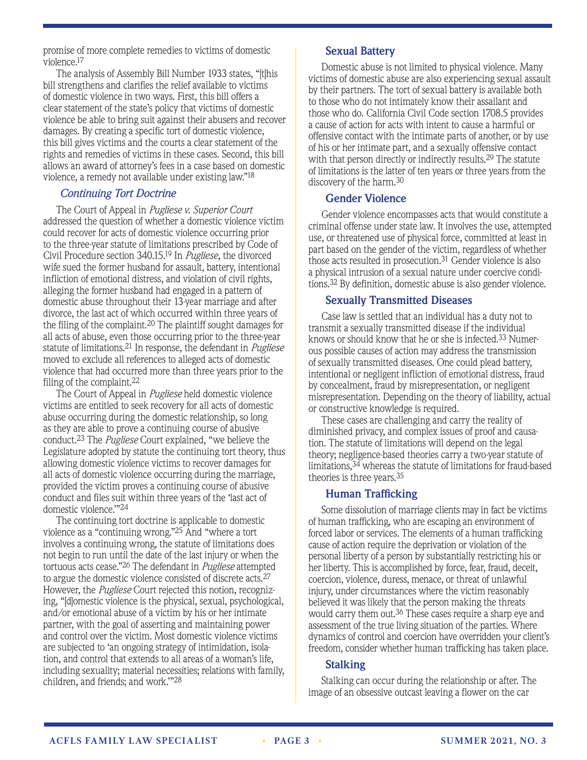promise of more complete remedies to victims of domestic violence.[17]

The analysis of Assembly Bill Number 1933 states, "[t]his bill strengthens and clarifies the relief available to victims of domestic violence in two ways. First, this bill offers a clear statement of the state's policy that victims of domestic violence be able to bring suit against their abusers and recover damages. By creating a specific tort of domestic violence, this bill gives victims and the courts a clear statement of the rights and remedies of victims in these cases. Second, this bill allows an award of attorney's fees in a case based on domestic violence, a remedy not available under existing law."[18]

### *Continuing Tort Doctrine*

The Court of Appeal in *Pugliese v. Superior Court* addressed the question of whether a domestic violence victim could recover for acts of domestic violence occurring prior to the three-year statute of limitations prescribed by Code of Civil Procedure section 340.15.[19] In *Pugliese,* the divorced wife sued the former husband for assault, battery, intentional infliction of emotional distress, and violation of civil rights, alleging the former husband had engaged in a pattern of domestic abuse throughout their 13-year marriage and after divorce, the last act of which occurred within three years of the filing of the complaint.[20] The plaintiff sought damages for all acts of abuse, even those occurring prior to the three-year statute of limitations.[21] In response, the defendant in *Pugliese* moved to exclude all references to alleged acts of domestic violence that had occurred more than three years prior to the filing of the complaint.[22]

The Court of Appeal in *Pugliese* held domestic violence victims are entitled to seek recovery for all acts of domestic abuse occurring during the domestic relationship, so long as they are able to prove a continuing course of abusive conduct.[23] The *Pugliese* Court explained, "we believe the Legislature adopted by statute the continuing tort theory, thus allowing domestic violence victims to recover damages for all acts of domestic violence occurring during the marriage, provided the victim proves a continuing course of abusive conduct and files suit within three years of the 'last act of domestic violence.'"[24]

The continuing tort doctrine is applicable to domestic violence as a "continuing wrong."[25] And "where a tort involves a continuing wrong, the statute of limitations does not begin to run until the date of the last injury or when the tortuous acts cease."[26] The defendant in *Pugliese* attempted to argue the domestic violence consisted of discrete acts.[27] However, the *Pugliese* Court rejected this notion, recognizing, "[d]omestic violence is the physical, sexual, psychological, and/or emotional abuse of a victim by his or her intimate partner, with the goal of asserting and maintaining power and control over the victim. Most domestic violence victims are subjected to 'an ongoing strategy of intimidation, isolation, and control that extends to all areas of a woman's life, including sexuality; material necessities; relations with family, children, and friends; and work.'"[28]

### Sexual Battery

Domestic abuse is not limited to physical violence. Many victims of domestic abuse are also experiencing sexual assault by their partners. The tort of sexual battery is available both to those who do not intimately know their assailant and those who do. California Civil Code section 1708.5 provides a cause of action for acts with intent to cause a harmful or offensive contact with the intimate parts of another, or by use of his or her intimate part, and a sexually offensive contact with that person directly or indirectly results.[29] The statute of limitations is the latter of ten years or three years from the discovery of the harm.[30]

### Gender Violence

Gender violence encompasses acts that would constitute a criminal offense under state law. It involves the use, attempted use, or threatened use of physical force, committed at least in part based on the gender of the victim, regardless of whether those acts resulted in prosecution.[31] Gender violence is also a physical intrusion of a sexual nature under coercive conditions.[32] By definition, domestic abuse is also gender violence.

### Sexually Transmitted Diseases

Case law is settled that an individual has a duty not to transmit a sexually transmitted disease if the individual knows or should know that he or she is infected.[33] Numerous possible causes of action may address the transmission of sexually transmitted diseases. One could plead battery, intentional or negligent infliction of emotional distress, fraud by concealment, fraud by misrepresentation, or negligent misrepresentation. Depending on the theory of liability, actual or constructive knowledge is required.

These cases are challenging and carry the reality of diminished privacy, and complex issues of proof and causation. The statute of limitations will depend on the legal theory; negligence-based theories carry a two-year statute of limitations,[34] whereas the statute of limitations for fraud-based theories is three years.[35]

### Human Trafficking

Some dissolution of marriage clients may in fact be victims of human trafficking, who are escaping an environment of forced labor or services. The elements of a human trafficking cause of action require the deprivation or violation of the personal liberty of a person by substantially restricting his or her liberty. This is accomplished by force, fear, fraud, deceit, coercion, violence, duress, menace, or threat of unlawful injury, under circumstances where the victim reasonably believed it was likely that the person making the threats would carry them out.[36] These cases require a sharp eye and assessment of the true living situation of the parties. Where dynamics of control and coercion have overridden your client's freedom, consider whether human trafficking has taken place.

### Stalking

Stalking can occur during the relationship or after. The image of an obsessive outcast leaving a flower on the car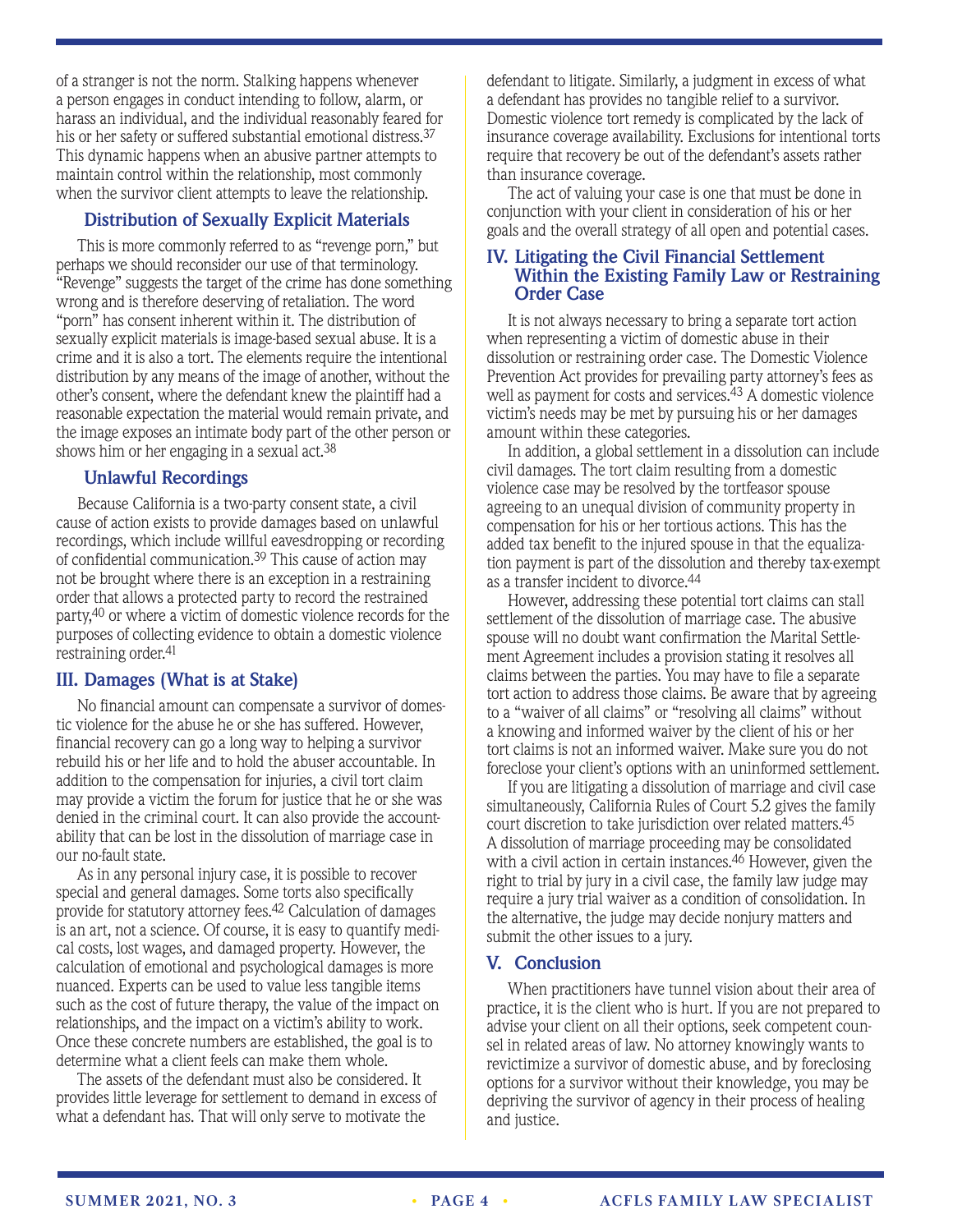of a stranger is not the norm. Stalking happens whenever a person engages in conduct intending to follow, alarm, or harass an individual, and the individual reasonably feared for his or her safety or suffered substantial emotional distress.[37] This dynamic happens when an abusive partner attempts to maintain control within the relationship, most commonly when the survivor client attempts to leave the relationship.

### Distribution of Sexually Explicit Materials

This is more commonly referred to as "revenge porn," but perhaps we should reconsider our use of that terminology. "Revenge" suggests the target of the crime has done something wrong and is therefore deserving of retaliation. The word "porn" has consent inherent within it. The distribution of sexually explicit materials is image-based sexual abuse. It is a crime and it is also a tort. The elements require the intentional distribution by any means of the image of another, without the other's consent, where the defendant knew the plaintiff had a reasonable expectation the material would remain private, and the image exposes an intimate body part of the other person or shows him or her engaging in a sexual act.[38]

### Unlawful Recordings

Because California is a two-party consent state, a civil cause of action exists to provide damages based on unlawful recordings, which include willful eavesdropping or recording of confidential communication.[39] This cause of action may not be brought where there is an exception in a restraining order that allows a protected party to record the restrained party,[40] or where a victim of domestic violence records for the purposes of collecting evidence to obtain a domestic violence restraining order.[41]

## III. Damages (What is at Stake)

No financial amount can compensate a survivor of domestic violence for the abuse he or she has suffered. However, financial recovery can go a long way to helping a survivor rebuild his or her life and to hold the abuser accountable. In addition to the compensation for injuries, a civil tort claim may provide a victim the forum for justice that he or she was denied in the criminal court. It can also provide the accountability that can be lost in the dissolution of marriage case in our no-fault state.

As in any personal injury case, it is possible to recover special and general damages. Some torts also specifically provide for statutory attorney fees.[42] Calculation of damages is an art, not a science. Of course, it is easy to quantify medical costs, lost wages, and damaged property. However, the calculation of emotional and psychological damages is more nuanced. Experts can be used to value less tangible items such as the cost of future therapy, the value of the impact on relationships, and the impact on a victim's ability to work. Once these concrete numbers are established, the goal is to determine what a client feels can make them whole.

The assets of the defendant must also be considered. It provides little leverage for settlement to demand in excess of what a defendant has. That will only serve to motivate the defendant to litigate. Similarly, a judgment in excess of what a defendant has provides no tangible relief to a survivor. Domestic violence tort remedy is complicated by the lack of insurance coverage availability. Exclusions for intentional torts require that recovery be out of the defendant's assets rather than insurance coverage.

The act of valuing your case is one that must be done in conjunction with your client in consideration of his or her goals and the overall strategy of all open and potential cases.

## IV. Litigating the Civil Financial Settlement Within the Existing Family Law or Restraining Order Case

It is not always necessary to bring a separate tort action when representing a victim of domestic abuse in their dissolution or restraining order case. The Domestic Violence Prevention Act provides for prevailing party attorney's fees as well as payment for costs and services.[43] A domestic violence victim's needs may be met by pursuing his or her damages amount within these categories.

In addition, a global settlement in a dissolution can include civil damages. The tort claim resulting from a domestic violence case may be resolved by the tortfeasor spouse agreeing to an unequal division of community property in compensation for his or her tortious actions. This has the added tax benefit to the injured spouse in that the equalization payment is part of the dissolution and thereby tax-exempt as a transfer incident to divorce.[44]

However, addressing these potential tort claims can stall settlement of the dissolution of marriage case. The abusive spouse will no doubt want confirmation the Marital Settlement Agreement includes a provision stating it resolves all claims between the parties. You may have to file a separate tort action to address those claims. Be aware that by agreeing to a "waiver of all claims" or "resolving all claims" without a knowing and informed waiver by the client of his or her tort claims is not an informed waiver. Make sure you do not foreclose your client's options with an uninformed settlement.

If you are litigating a dissolution of marriage and civil case simultaneously, California Rules of Court 5.2 gives the family court discretion to take jurisdiction over related matters.[45] A dissolution of marriage proceeding may be consolidated with a civil action in certain instances.[46] However, given the right to trial by jury in a civil case, the family law judge may require a jury trial waiver as a condition of consolidation. In the alternative, the judge may decide nonjury matters and submit the other issues to a jury.

## V. Conclusion

When practitioners have tunnel vision about their area of practice, it is the client who is hurt. If you are not prepared to advise your client on all their options, seek competent counsel in related areas of law. No attorney knowingly wants to revictimize a survivor of domestic abuse, and by foreclosing options for a survivor without their knowledge, you may be depriving the survivor of agency in their process of healing and justice.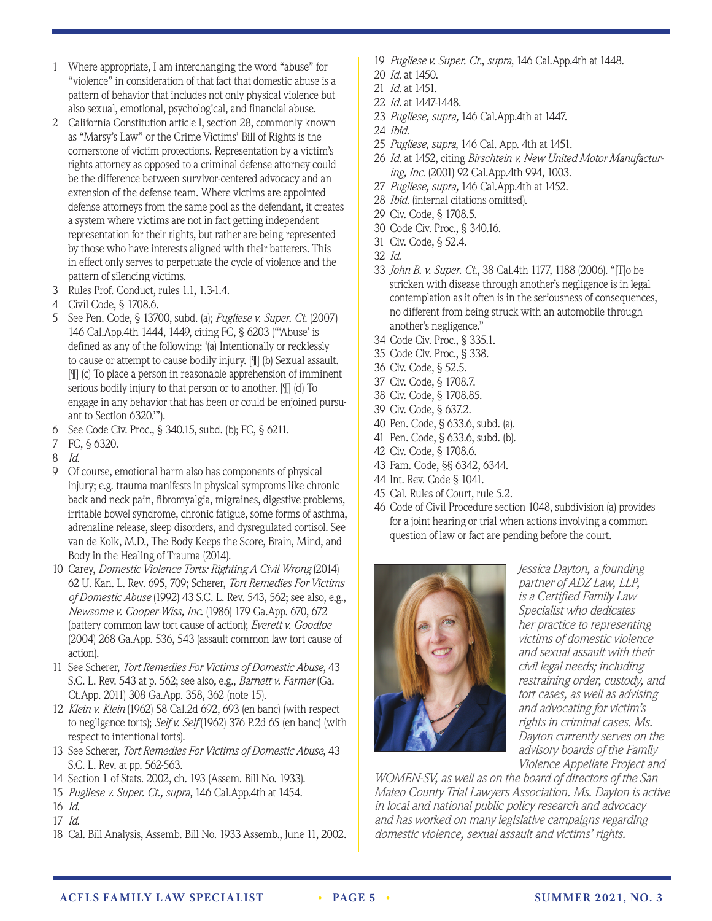1. Where appropriate, I am interchanging the word "abuse" for "violence" in consideration of that fact that domestic abuse is a pattern of behavior that includes not only physical violence but also sexual, emotional, psychological, and financial abuse.
2. California Constitution article I, section 28, commonly known as "Marsy's Law" or the Crime Victims' Bill of Rights is the cornerstone of victim protections. Representation by a victim's rights attorney as opposed to a criminal defense attorney could be the difference between survivor-centered advocacy and an extension of the defense team. Where victims are appointed defense attorneys from the same pool as the defendant, it creates a system where victims are not in fact getting independent representation for their rights, but rather are being represented by those who have interests aligned with their batterers. This in effect only serves to perpetuate the cycle of violence and the pattern of silencing victims.
3. Rules Prof. Conduct, rules 1.1, 1.3-1.4.
4. Civil Code, § 1708.6.
5. See Pen. Code, § 13700, subd. (a); *Pugliese v. Super. Ct.* (2007) 146 Cal.App.4th 1444, 1449, citing FC, § 6203 ("'Abuse' is defined as any of the following: '(a) Intentionally or recklessly to cause or attempt to cause bodily injury. [¶] (b) Sexual assault. [¶] (c) To place a person in reasonable apprehension of imminent serious bodily injury to that person or to another. [¶] (d) To engage in any behavior that has been or could be enjoined pursuant to Section 6320.'").
6. See Code Civ. Proc., § 340.15, subd. (b); FC, § 6211.
7. FC, § 6320.
8. *Id.*
9. Of course, emotional harm also has components of physical injury; e.g. trauma manifests in physical symptoms like chronic back and neck pain, fibromyalgia, migraines, digestive problems, irritable bowel syndrome, chronic fatigue, some forms of asthma, adrenaline release, sleep disorders, and dysregulated cortisol. See van de Kolk, M.D., The Body Keeps the Score, Brain, Mind, and Body in the Healing of Trauma (2014).
10. Carey, *Domestic Violence Torts: Righting A Civil Wrong* (2014) 62 U. Kan. L. Rev. 695, 709; Scherer, *Tort Remedies For Victims of Domestic Abuse* (1992) 43 S.C. L. Rev. 543, 562; see also, e.g., *Newsome v. Cooper-Wiss, Inc.* (1986) 179 Ga.App. 670, 672 (battery common law tort cause of action); *Everett v. Goodloe* (2004) 268 Ga.App. 536, 543 (assault common law tort cause of action).
11. See Scherer, *Tort Remedies For Victims of Domestic Abuse*, 43 S.C. L. Rev. 543 at p. 562; see also, e.g., *Barnett v. Farmer* (Ga. Ct.App. 2011) 308 Ga.App. 358, 362 (note 15).
12. *Klein v. Klein* (1962) 58 Cal.2d 692, 693 (en banc) (with respect to negligence torts); *Self v. Self* (1962) 376 P.2d 65 (en banc) (with respect to intentional torts).
13. See Scherer, *Tort Remedies For Victims of Domestic Abuse*, 43 S.C. L. Rev. at pp. 562-563.
14. Section 1 of Stats. 2002, ch. 193 (Assem. Bill No. 1933).
15. *Pugliese v. Super. Ct., supra,* 146 Cal.App.4th at 1454.
16. *Id.*
17. *Id.*
18. Cal. Bill Analysis, Assemb. Bill No. 1933 Assemb., June 11, 2002.
19. *Pugliese v. Super. Ct., supra,* 146 Cal.App.4th at 1448.
20. *Id.* at 1450.
21. *Id.* at 1451.
22. *Id.* at 1447-1448.
23. *Pugliese, supra,* 146 Cal.App.4th at 1447.
24. *Ibid.*
25. *Pugliese, supra,* 146 Cal. App. 4th at 1451.
26. *Id.* at 1452, citing *Birschtein v. New United Motor Manufacturing, Inc.* (2001) 92 Cal.App.4th 994, 1003.
27. *Pugliese, supra,* 146 Cal.App.4th at 1452.
28. *Ibid.* (internal citations omitted).
29. Civ. Code, § 1708.5.
30. Code Civ. Proc., § 340.16.
31. Civ. Code, § 52.4.
32. *Id.*
33. *John B. v. Super. Ct.*, 38 Cal.4th 1177, 1188 (2006). "[T]o be stricken with disease through another's negligence is in legal contemplation as it often is in the seriousness of consequences, no different from being struck with an automobile through another's negligence."
34. Code Civ. Proc., § 335.1.
35. Code Civ. Proc., § 338.
36. Civ. Code, § 52.5.
37. Civ. Code, § 1708.7.
38. Civ. Code, § 1708.85.
39. Civ. Code, § 637.2.
40. Pen. Code, § 633.6, subd. (a).
41. Pen. Code, § 633.6, subd. (b).
42. Civ. Code, § 1708.6.
43. Fam. Code, §§ 6342, 6344.
44. Int. Rev. Code § 1041.
45. Cal. Rules of Court, rule 5.2.
46. Code of Civil Procedure section 1048, subdivision (a) provides for a joint hearing or trial when actions involving a common question of law or fact are pending before the court.

*Jessica Dayton, a founding partner of ADZ Law, LLP, is a Certified Family Law Specialist who dedicates her practice to representing victims of domestic violence and sexual assault with their civil legal needs; including restraining order, custody, and tort cases, as well as advising and advocating for victim's rights in criminal cases. Ms. Dayton currently serves on the advisory boards of the Family Violence Appellate Project and WOMEN-SV, as well as on the board of directors of the San Mateo County Trial Lawyers Association. Ms. Dayton is active in local and national public policy research and advocacy and has worked on many legislative campaigns regarding domestic violence, sexual assault and victims' rights.*